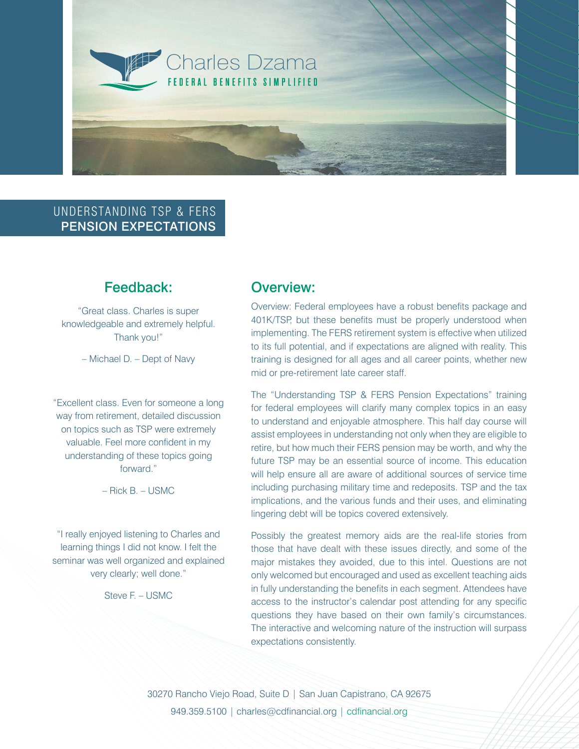Charles Dzama

FEDERAL BENEFITS SIMPLIFIED

# UNDERSTANDING TSP & FERS **PENSION EXPECTATIONS**

## Overview:

Overview: Federal employees have a robust benefits package and 401K/TSP, but these benefits must be properly understood when implementing. The FERS retirement system is effective when utilized to its full potential, and if expectations are aligned with reality. This training is designed for all ages and all career points, whether new mid or pre-retirement late career staff.

The "Understanding TSP & FERS Pension Expectations" training for federal employees will clarify many complex topics in an easy to understand and enjoyable atmosphere. This half day course will assist employees in understanding not only when they are eligible to retire, but how much their FERS pension may be worth, and why the future TSP may be an essential source of income. This education will help ensure all are aware of additional sources of service time including purchasing military time and redeposits. TSP and the tax implications, and the various funds and their uses, and eliminating lingering debt will be topics covered extensively.

Possibly the greatest memory aids are the real-life stories from those that have dealt with these issues directly, and some of the major mistakes they avoided, due to this intel. Questions are not only welcomed but encouraged and used as excellent teaching aids in fully understanding the benefits in each segment. Attendees have access to the instructor's calendar post attending for any specific questions they have based on their own family's circumstances. The interactive and welcoming nature of the instruction will surpass expectations consistently.

## Feedback:

"Great class. Charles is super knowledgeable and extremely helpful. Thank you!"

– Michael D. – Dept of Navy

"Excellent class. Even for someone a long way from retirement, detailed discussion on topics such as TSP were extremely valuable. Feel more confident in my understanding of these topics going forward."

– Rick B. – USMC

"I really enjoyed listening to Charles and learning things I did not know. I felt the seminar was well organized and explained very clearly; well done."

Steve F. – USMC

30270 Rancho Viejo Road, Suite D | San Juan Capistrano, CA 92675

949.359.5100 | charles@cdfinancial.org | cdfinancial.org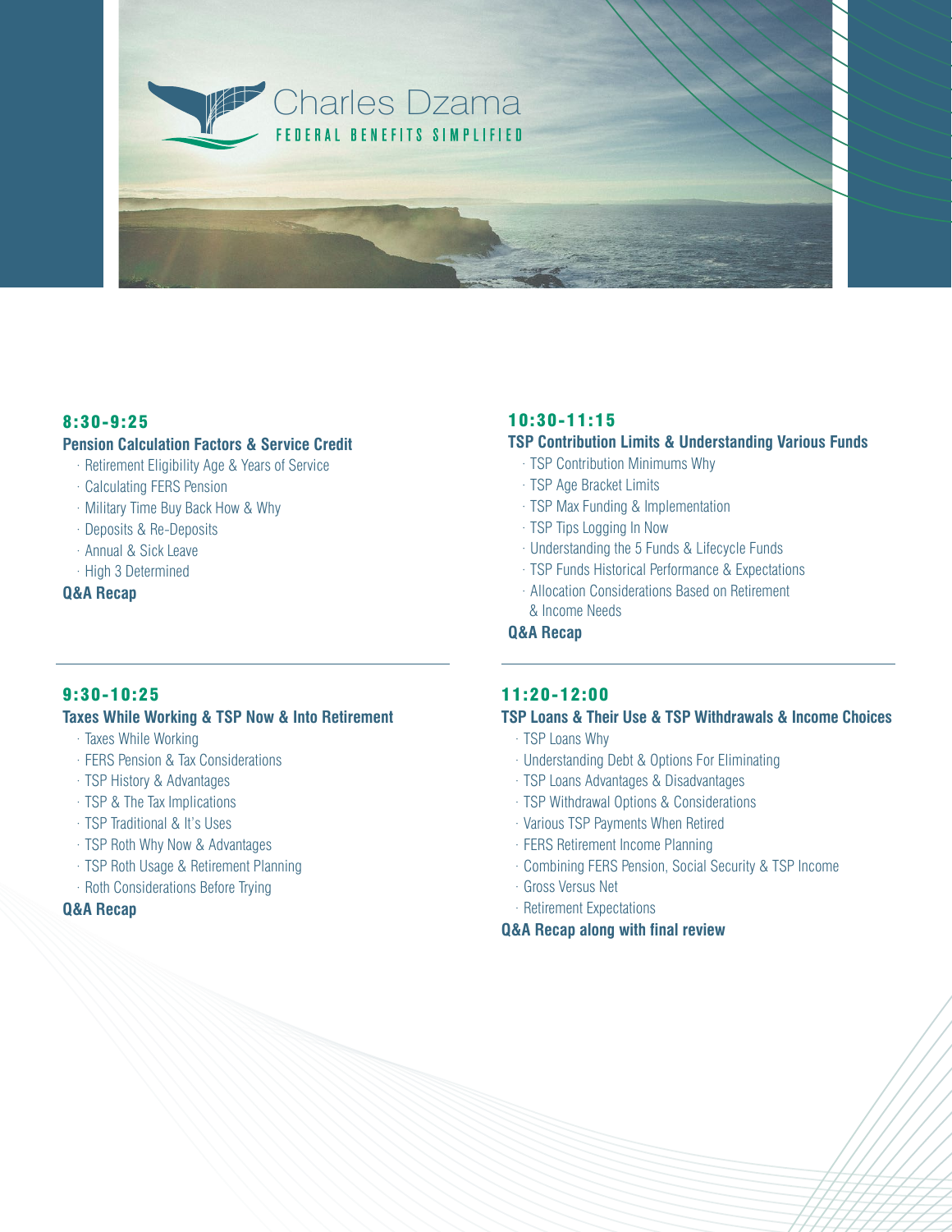Charles Dzama

FEDERAL BENEFITS SIMPLIFIED

## 8:30-9:25

### Pension Calculation Factors & Service Credit

- Retirement Eligibility Age & Years of Service
- Calculating FERS Pension
- Military Time Buy Back How & Why
- Deposits & Re-Deposits
- Annual & Sick Leave
- High 3 Determined

**Q&A Recap**

## 9:30-10:25

### Taxes While Working & TSP Now & Into Retirement

- Taxes While Working
- FERS Pension & Tax Considerations
- TSP History & Advantages
- TSP & The Tax Implications
- TSP Traditional & It's Uses
- TSP Roth Why Now & Advantages
- TSP Roth Usage & Retirement Planning
- Roth Considerations Before Trying

**Q&A Recap**

## 10:30-11:15

### TSP Contribution Limits & Understanding Various Funds

- TSP Contribution Minimums Why
- TSP Age Bracket Limits
- TSP Max Funding & Implementation
- TSP Tips Logging In Now
- Understanding the 5 Funds & Lifecycle Funds
- TSP Funds Historical Performance & Expectations
- Allocation Considerations Based on Retirement & Income Needs

**Q&A Recap**

## 11:20-12:00

### TSP Loans & Their Use & TSP Withdrawals & Income Choices

- TSP Loans Why
- Understanding Debt & Options For Eliminating
- TSP Loans Advantages & Disadvantages
- TSP Withdrawal Options & Considerations
- Various TSP Payments When Retired
- FERS Retirement Income Planning
- Combining FERS Pension, Social Security & TSP Income
- Gross Versus Net
- Retirement Expectations

**Q&A Recap along with final review**